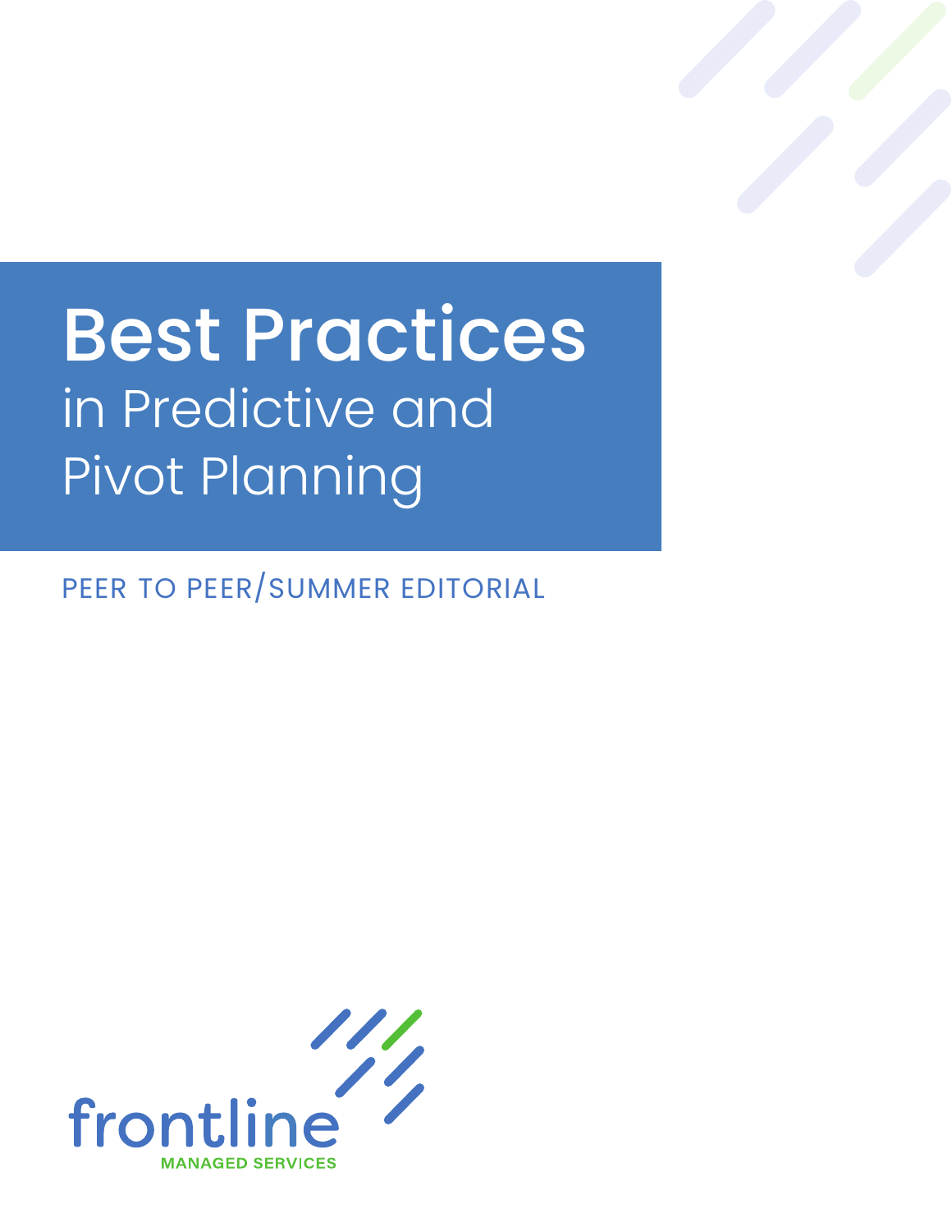# Best Practices in Predictive and Pivot Planning

PEER TO PEER/SUMMER EDITORIAL

frontline
MANAGED SERVICES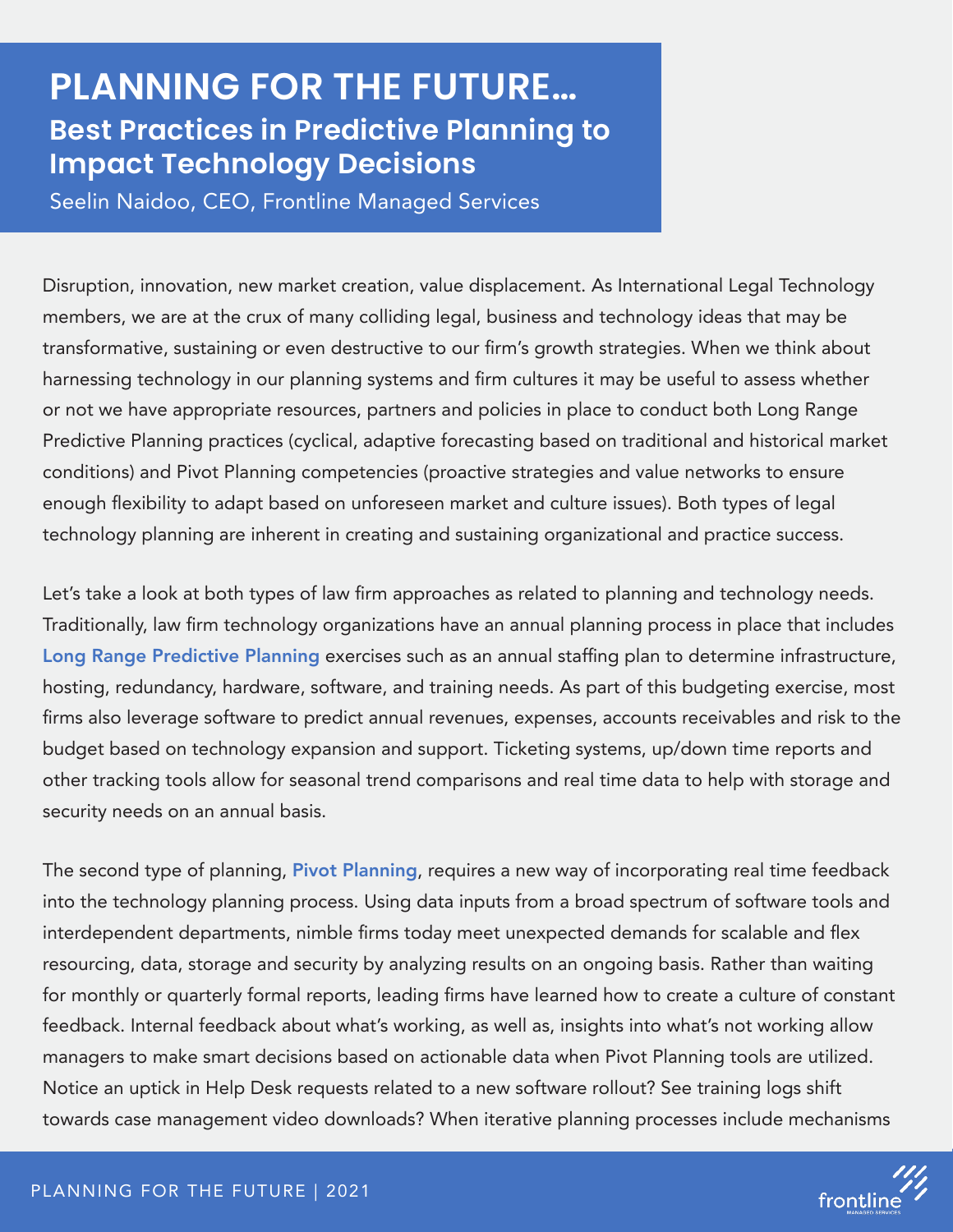# PLANNING FOR THE FUTURE...

## Best Practices in Predictive Planning to Impact Technology Decisions

Seelin Naidoo, CEO, Frontline Managed Services

Disruption, innovation, new market creation, value displacement. As International Legal Technology members, we are at the crux of many colliding legal, business and technology ideas that may be transformative, sustaining or even destructive to our firm's growth strategies. When we think about harnessing technology in our planning systems and firm cultures it may be useful to assess whether or not we have appropriate resources, partners and policies in place to conduct both Long Range Predictive Planning practices (cyclical, adaptive forecasting based on traditional and historical market conditions) and Pivot Planning competencies (proactive strategies and value networks to ensure enough flexibility to adapt based on unforeseen market and culture issues). Both types of legal technology planning are inherent in creating and sustaining organizational and practice success.

Let's take a look at both types of law firm approaches as related to planning and technology needs. Traditionally, law firm technology organizations have an annual planning process in place that includes **Long Range Predictive Planning** exercises such as an annual staffing plan to determine infrastructure, hosting, redundancy, hardware, software, and training needs. As part of this budgeting exercise, most firms also leverage software to predict annual revenues, expenses, accounts receivables and risk to the budget based on technology expansion and support. Ticketing systems, up/down time reports and other tracking tools allow for seasonal trend comparisons and real time data to help with storage and security needs on an annual basis.

The second type of planning, **Pivot Planning**, requires a new way of incorporating real time feedback into the technology planning process. Using data inputs from a broad spectrum of software tools and interdependent departments, nimble firms today meet unexpected demands for scalable and flex resourcing, data, storage and security by analyzing results on an ongoing basis. Rather than waiting for monthly or quarterly formal reports, leading firms have learned how to create a culture of constant feedback. Internal feedback about what's working, as well as, insights into what's not working allow managers to make smart decisions based on actionable data when Pivot Planning tools are utilized. Notice an uptick in Help Desk requests related to a new software rollout? See training logs shift towards case management video downloads? When iterative planning processes include mechanisms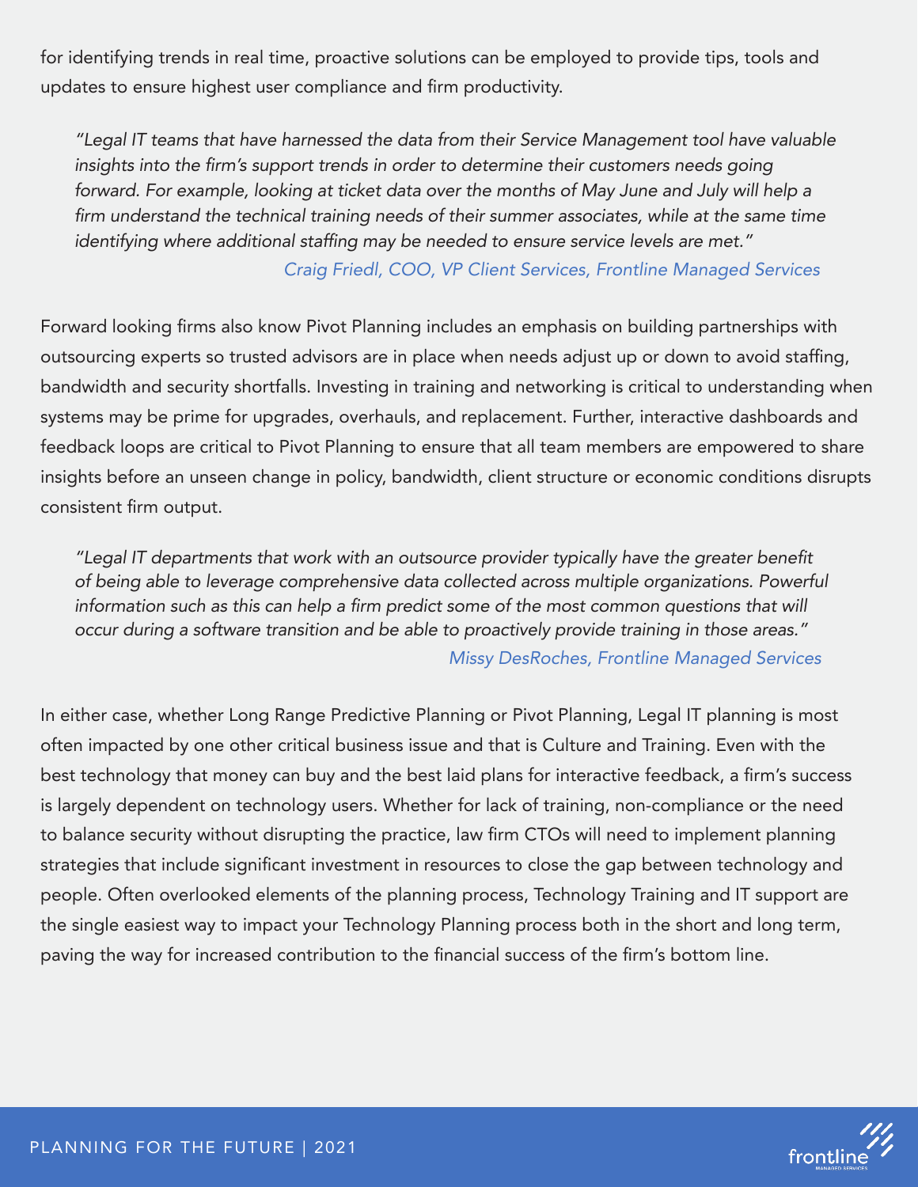for identifying trends in real time, proactive solutions can be employed to provide tips, tools and updates to ensure highest user compliance and firm productivity.

> *"Legal IT teams that have harnessed the data from their Service Management tool have valuable insights into the firm's support trends in order to determine their customers needs going forward. For example, looking at ticket data over the months of May June and July will help a firm understand the technical training needs of their summer associates, while at the same time identifying where additional staffing may be needed to ensure service levels are met."*
>
> *Craig Friedl, COO, VP Client Services, Frontline Managed Services*

Forward looking firms also know Pivot Planning includes an emphasis on building partnerships with outsourcing experts so trusted advisors are in place when needs adjust up or down to avoid staffing, bandwidth and security shortfalls. Investing in training and networking is critical to understanding when systems may be prime for upgrades, overhauls, and replacement. Further, interactive dashboards and feedback loops are critical to Pivot Planning to ensure that all team members are empowered to share insights before an unseen change in policy, bandwidth, client structure or economic conditions disrupts consistent firm output.

> *"Legal IT departments that work with an outsource provider typically have the greater benefit of being able to leverage comprehensive data collected across multiple organizations. Powerful information such as this can help a firm predict some of the most common questions that will occur during a software transition and be able to proactively provide training in those areas."*
>
> *Missy DesRoches, Frontline Managed Services*

In either case, whether Long Range Predictive Planning or Pivot Planning, Legal IT planning is most often impacted by one other critical business issue and that is Culture and Training. Even with the best technology that money can buy and the best laid plans for interactive feedback, a firm's success is largely dependent on technology users. Whether for lack of training, non-compliance or the need to balance security without disrupting the practice, law firm CTOs will need to implement planning strategies that include significant investment in resources to close the gap between technology and people. Often overlooked elements of the planning process, Technology Training and IT support are the single easiest way to impact your Technology Planning process both in the short and long term, paving the way for increased contribution to the financial success of the firm's bottom line.